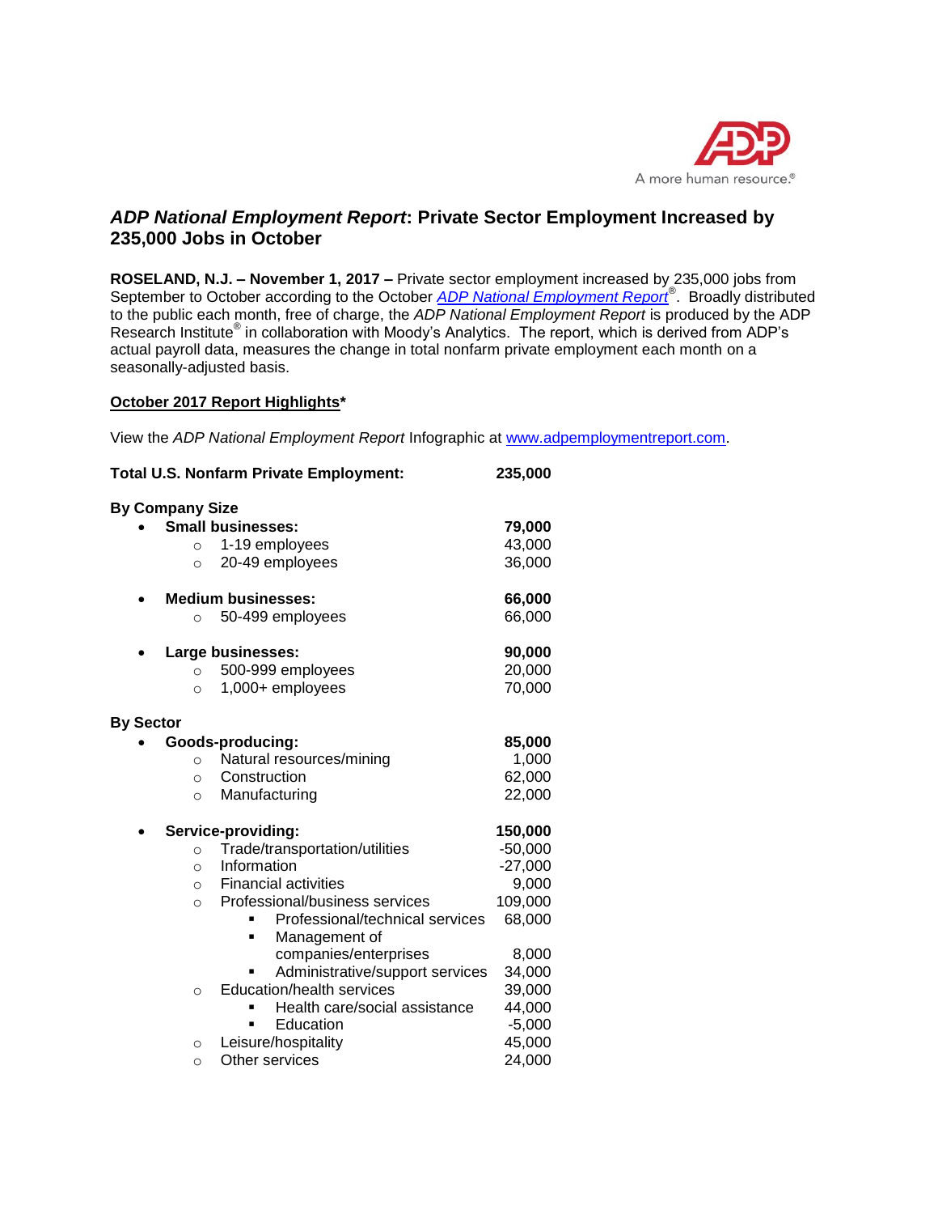# *ADP National Employment Report*: Private Sector Employment Increased by 235,000 Jobs in October

**ROSELAND, N.J. – November 1, 2017 –** Private sector employment increased by 235,000 jobs from September to October according to the October *ADP National Employment Report*®. Broadly distributed to the public each month, free of charge, the *ADP National Employment Report* is produced by the ADP Research Institute® in collaboration with Moody's Analytics. The report, which is derived from ADP's actual payroll data, measures the change in total nonfarm private employment each month on a seasonally-adjusted basis.

## October 2017 Report Highlights*

View the *ADP National Employment Report* Infographic at www.adpemploymentreport.com.

**Total U.S. Nonfarm Private Employment: 235,000**

**By Company Size**

- **Small businesses: 79,000**
  - 1-19 employees: 43,000
  - 20-49 employees: 36,000
- **Medium businesses: 66,000**
  - 50-499 employees: 66,000
- **Large businesses: 90,000**
  - 500-999 employees: 20,000
  - 1,000+ employees: 70,000

**By Sector**

- **Goods-producing: 85,000**
  - Natural resources/mining: 1,000
  - Construction: 62,000
  - Manufacturing: 22,000
- **Service-providing: 150,000**
  - Trade/transportation/utilities: -50,000
  - Information: -27,000
  - Financial activities: 9,000
  - Professional/business services: 109,000
    - Professional/technical services: 68,000
    - Management of companies/enterprises: 8,000
    - Administrative/support services: 34,000
  - Education/health services: 39,000
    - Health care/social assistance: 44,000
    - Education: -5,000
  - Leisure/hospitality: 45,000
  - Other services: 24,000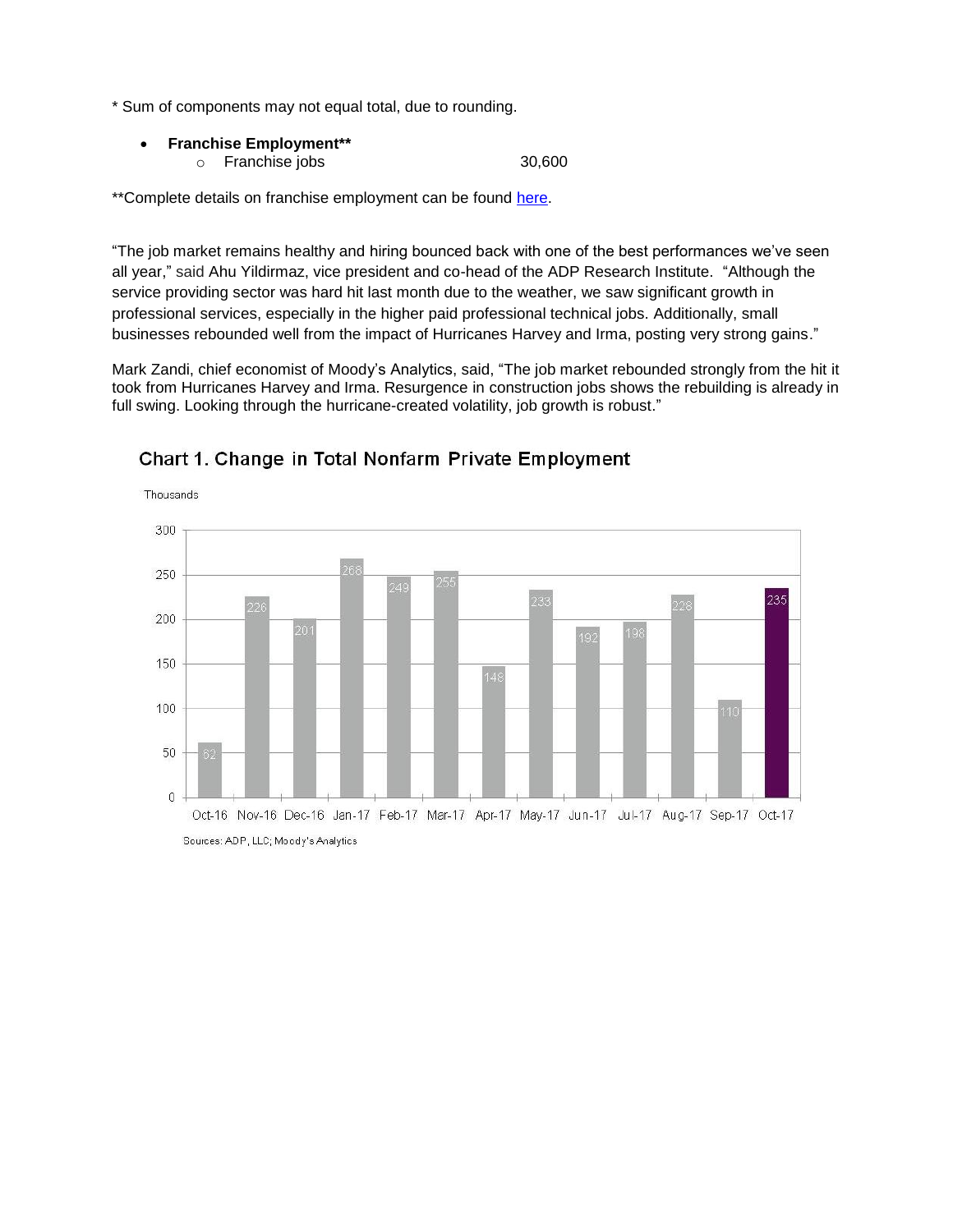* Sum of components may not equal total, due to rounding.

- **Franchise Employment****
  - Franchise jobs 30,600

**Complete details on franchise employment can be found [here](here).

"The job market remains healthy and hiring bounced back with one of the best performances we've seen all year," said Ahu Yildirmaz, vice president and co-head of the ADP Research Institute. "Although the service providing sector was hard hit last month due to the weather, we saw significant growth in professional services, especially in the higher paid professional technical jobs. Additionally, small businesses rebounded well from the impact of Hurricanes Harvey and Irma, posting very strong gains."

Mark Zandi, chief economist of Moody's Analytics, said, "The job market rebounded strongly from the hit it took from Hurricanes Harvey and Irma. Resurgence in construction jobs shows the rebuilding is already in full swing. Looking through the hurricane-created volatility, job growth is robust."

## Chart 1. Change in Total Nonfarm Private Employment

Thousands

| Month | Change (Thousands) |
|---|---|
| Oct-16 | 62 |
| Nov-16 | 226 |
| Dec-16 | 201 |
| Jan-17 | 268 |
| Feb-17 | 249 |
| Mar-17 | 255 |
| Apr-17 | 148 |
| May-17 | 233 |
| Jun-17 | 192 |
| Jul-17 | 198 |
| Aug-17 | 228 |
| Sep-17 | 110 |
| Oct-17 | 235 |

Sources: ADP, LLC; Moody's Analytics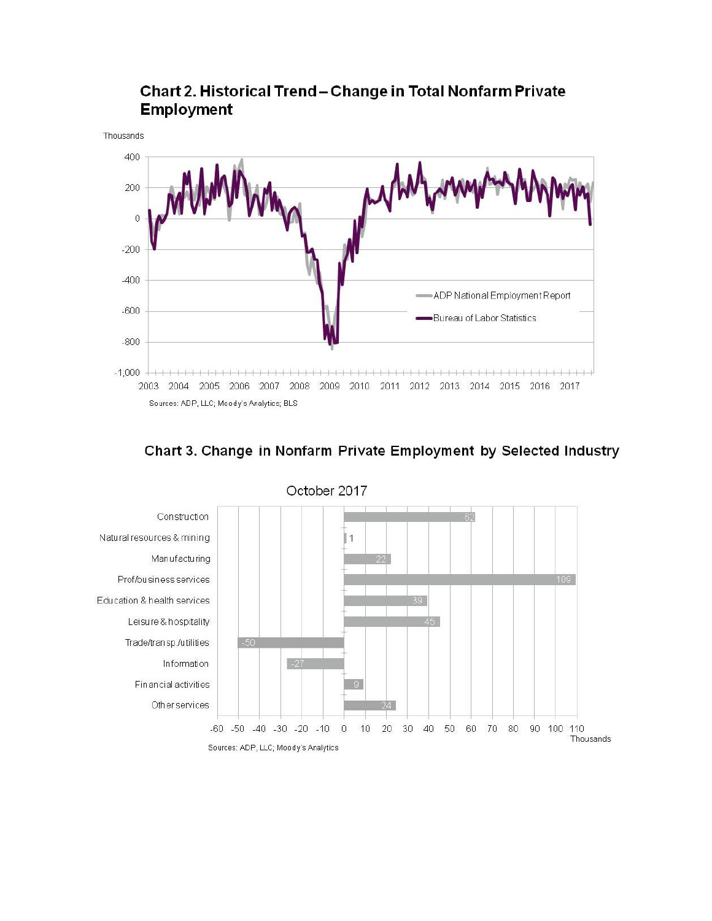## Chart 2. Historical Trend – Change in Total Nonfarm Private Employment

Thousands

Legend: ADP National Employment Report; Bureau of Labor Statistics

Y-axis: 400, 200, 0, -200, -400, -600, -800, -1,000

X-axis: 2003, 2004, 2005, 2006, 2007, 2008, 2009, 2010, 2011, 2012, 2013, 2014, 2015, 2016, 2017

Sources: ADP, LLC; Moody's Analytics; BLS

## Chart 3. Change in Nonfarm Private Employment by Selected Industry

October 2017

| Industry | Thousands |
| --- | --- |
| Construction | 62 |
| Natural resources & mining | 1 |
| Manufacturing | 22 |
| Prof/business services | 109 |
| Education & health services | 39 |
| Leisure & hospitality | 45 |
| Trade/transp./utilities | -50 |
| Information | -27 |
| Financial activities | 9 |
| Other services | 24 |

X-axis: -60 to 110, Thousands

Sources: ADP, LLC; Moody's Analytics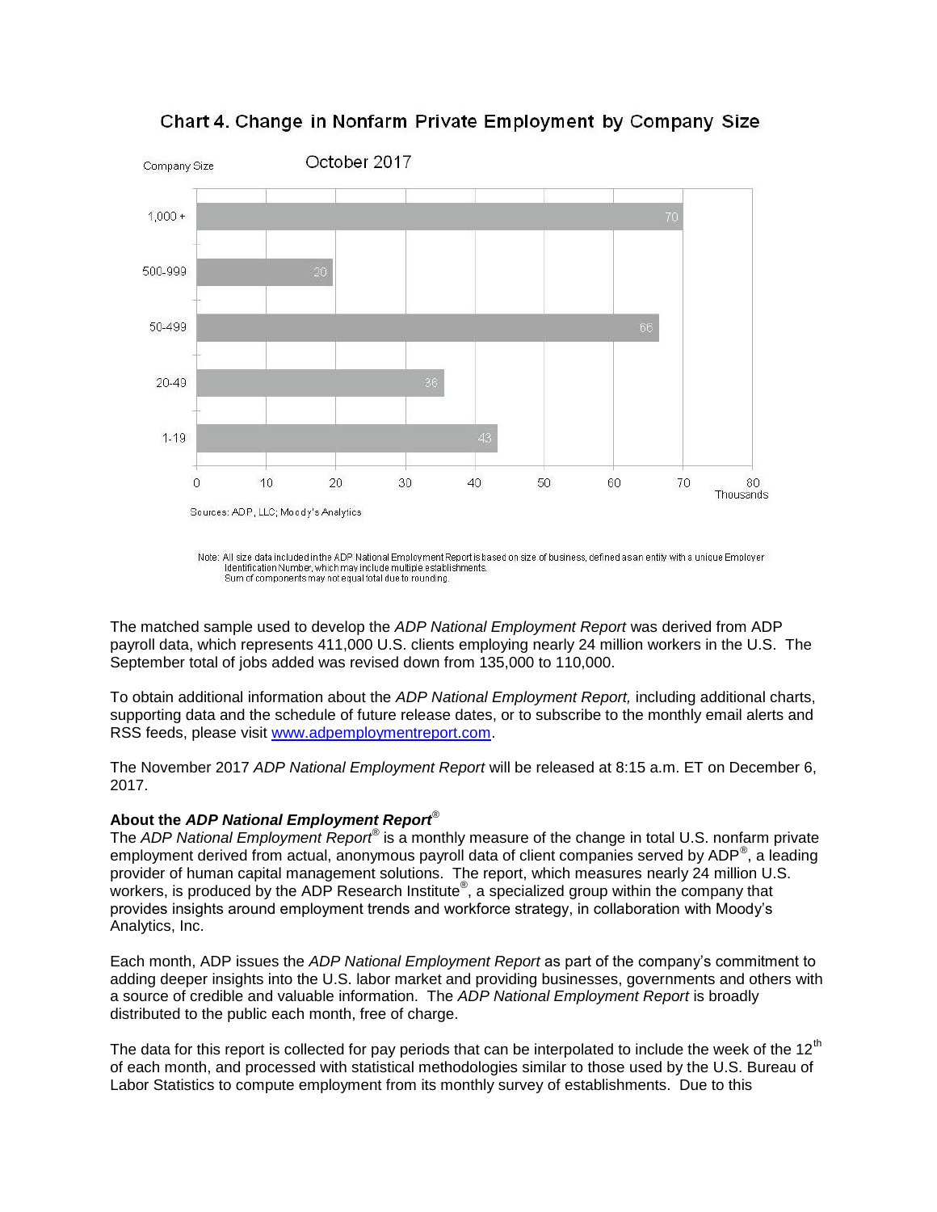## Chart 4. Change in Nonfarm Private Employment by Company Size

October 2017

| Company Size | Change (Thousands) |
|---|---|
| 1,000 + | 70 |
| 500-999 | 20 |
| 50-499 | 66 |
| 20-49 | 36 |
| 1-19 | 43 |

Sources: ADP, LLC; Moody's Analytics

Note: All size data included in the ADP National Employment Report is based on size of business, defined as an entity with a unique Employer Identification Number, which may include multiple establishments.
Sum of components may not equal total due to rounding.

The matched sample used to develop the *ADP National Employment Report* was derived from ADP payroll data, which represents 411,000 U.S. clients employing nearly 24 million workers in the U.S. The September total of jobs added was revised down from 135,000 to 110,000.

To obtain additional information about the *ADP National Employment Report,* including additional charts, supporting data and the schedule of future release dates, or to subscribe to the monthly email alerts and RSS feeds, please visit www.adpemploymentreport.com.

The November 2017 *ADP National Employment Report* will be released at 8:15 a.m. ET on December 6, 2017.

**About the *ADP National Employment Report*®**
The *ADP National Employment Report*® is a monthly measure of the change in total U.S. nonfarm private employment derived from actual, anonymous payroll data of client companies served by ADP®, a leading provider of human capital management solutions. The report, which measures nearly 24 million U.S. workers, is produced by the ADP Research Institute®, a specialized group within the company that provides insights around employment trends and workforce strategy, in collaboration with Moody's Analytics, Inc.

Each month, ADP issues the *ADP National Employment Report* as part of the company's commitment to adding deeper insights into the U.S. labor market and providing businesses, governments and others with a source of credible and valuable information. The *ADP National Employment Report* is broadly distributed to the public each month, free of charge.

The data for this report is collected for pay periods that can be interpolated to include the week of the 12th of each month, and processed with statistical methodologies similar to those used by the U.S. Bureau of Labor Statistics to compute employment from its monthly survey of establishments. Due to this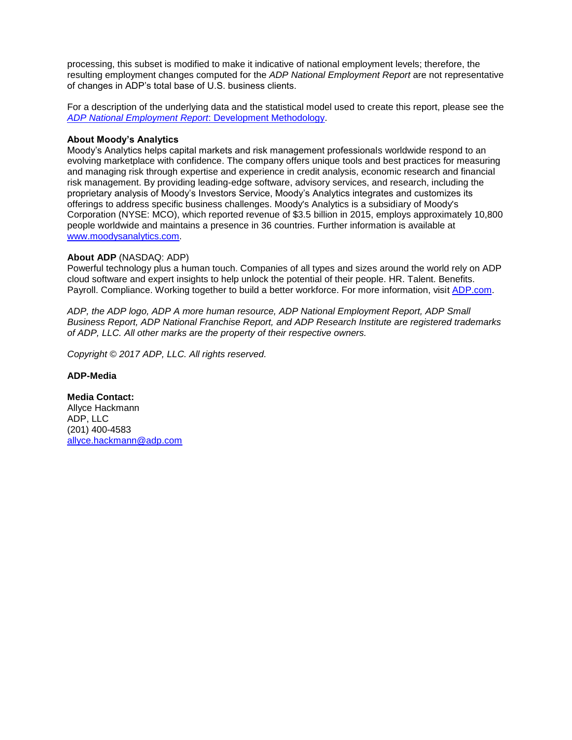processing, this subset is modified to make it indicative of national employment levels; therefore, the resulting employment changes computed for the *ADP National Employment Report* are not representative of changes in ADP's total base of U.S. business clients.

For a description of the underlying data and the statistical model used to create this report, please see the [*ADP National Employment Report*: Development Methodology](ADP National Employment Report: Development Methodology).

**About Moody's Analytics**
Moody's Analytics helps capital markets and risk management professionals worldwide respond to an evolving marketplace with confidence. The company offers unique tools and best practices for measuring and managing risk through expertise and experience in credit analysis, economic research and financial risk management. By providing leading-edge software, advisory services, and research, including the proprietary analysis of Moody's Investors Service, Moody's Analytics integrates and customizes its offerings to address specific business challenges. Moody's Analytics is a subsidiary of Moody's Corporation (NYSE: MCO), which reported revenue of $3.5 billion in 2015, employs approximately 10,800 people worldwide and maintains a presence in 36 countries. Further information is available at [www.moodysanalytics.com](www.moodysanalytics.com).

**About ADP** (NASDAQ: ADP)
Powerful technology plus a human touch. Companies of all types and sizes around the world rely on ADP cloud software and expert insights to help unlock the potential of their people. HR. Talent. Benefits. Payroll. Compliance. Working together to build a better workforce. For more information, visit [ADP.com](ADP.com).

*ADP, the ADP logo, ADP A more human resource, ADP National Employment Report, ADP Small Business Report, ADP National Franchise Report, and ADP Research Institute are registered trademarks of ADP, LLC. All other marks are the property of their respective owners.*

*Copyright © 2017 ADP, LLC. All rights reserved.*

**ADP-Media**

**Media Contact:**
Allyce Hackmann
ADP, LLC
(201) 400-4583
[allyce.hackmann@adp.com](mailto:allyce.hackmann@adp.com)